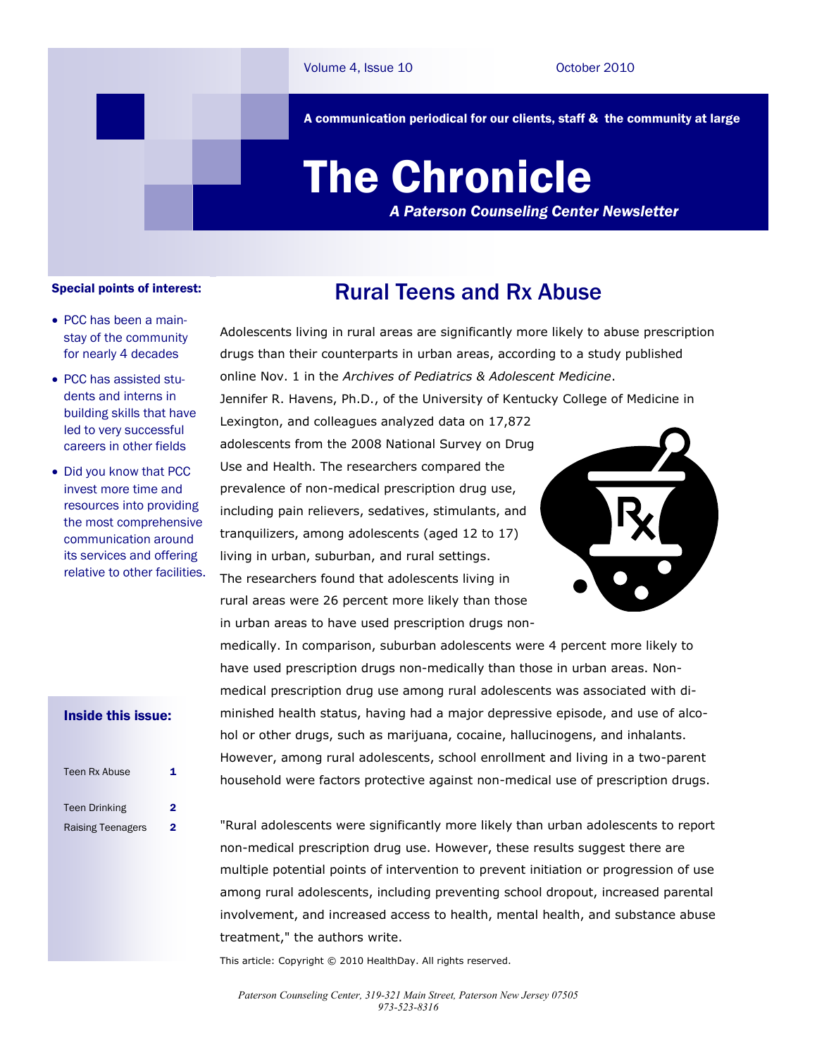Volume 4, Issue 10 — October 2010

A communication periodical for our clients, staff & the community at large

# The Chronicle

***A Paterson Counseling Center Newsletter***

**Special points of interest:**

- PCC has been a mainstay of the community for nearly 4 decades
- PCC has assisted students and interns in building skills that have led to very successful careers in other fields
- Did you know that PCC invest more time and resources into providing the most comprehensive communication around its services and offering relative to other facilities.

**Inside this issue:**

| | |
|---|---|
| Teen Rx Abuse | 1 |
| Teen Drinking | 2 |
| Raising Teenagers | 2 |

## Rural Teens and Rx Abuse

Adolescents living in rural areas are significantly more likely to abuse prescription drugs than their counterparts in urban areas, according to a study published online Nov. 1 in the *Archives of Pediatrics & Adolescent Medicine*.

Jennifer R. Havens, Ph.D., of the University of Kentucky College of Medicine in Lexington, and colleagues analyzed data on 17,872 adolescents from the 2008 National Survey on Drug Use and Health. The researchers compared the prevalence of non-medical prescription drug use, including pain relievers, sedatives, stimulants, and tranquilizers, among adolescents (aged 12 to 17) living in urban, suburban, and rural settings.

The researchers found that adolescents living in rural areas were 26 percent more likely than those in urban areas to have used prescription drugs non-medically. In comparison, suburban adolescents were 4 percent more likely to have used prescription drugs non-medically than those in urban areas. Non-medical prescription drug use among rural adolescents was associated with diminished health status, having had a major depressive episode, and use of alcohol or other drugs, such as marijuana, cocaine, hallucinogens, and inhalants. However, among rural adolescents, school enrollment and living in a two-parent household were factors protective against non-medical use of prescription drugs.

"Rural adolescents were significantly more likely than urban adolescents to report non-medical prescription drug use. However, these results suggest there are multiple potential points of intervention to prevent initiation or progression of use among rural adolescents, including preventing school dropout, increased parental involvement, and increased access to health, mental health, and substance abuse treatment," the authors write.

This article: Copyright © 2010 HealthDay. All rights reserved.

*Paterson Counseling Center, 319-321 Main Street, Paterson New Jersey 07505*
*973-523-8316*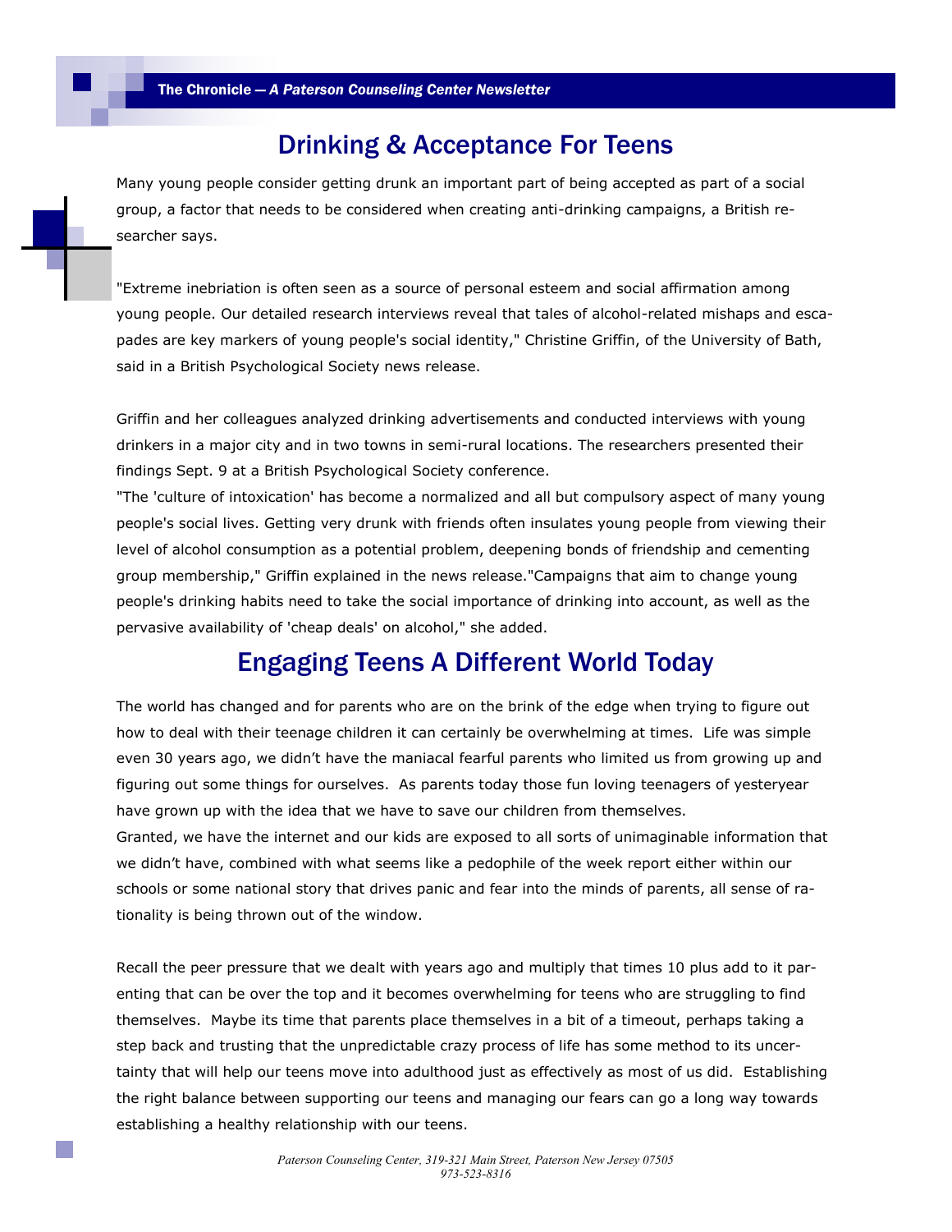# Drinking & Acceptance For Teens

Many young people consider getting drunk an important part of being accepted as part of a social group, a factor that needs to be considered when creating anti-drinking campaigns, a British researcher says.

"Extreme inebriation is often seen as a source of personal esteem and social affirmation among young people. Our detailed research interviews reveal that tales of alcohol-related mishaps and escapades are key markers of young people's social identity," Christine Griffin, of the University of Bath, said in a British Psychological Society news release.

Griffin and her colleagues analyzed drinking advertisements and conducted interviews with young drinkers in a major city and in two towns in semi-rural locations. The researchers presented their findings Sept. 9 at a British Psychological Society conference.
"The 'culture of intoxication' has become a normalized and all but compulsory aspect of many young people's social lives. Getting very drunk with friends often insulates young people from viewing their level of alcohol consumption as a potential problem, deepening bonds of friendship and cementing group membership," Griffin explained in the news release."Campaigns that aim to change young people's drinking habits need to take the social importance of drinking into account, as well as the pervasive availability of 'cheap deals' on alcohol," she added.

# Engaging Teens A Different World Today

The world has changed and for parents who are on the brink of the edge when trying to figure out how to deal with their teenage children it can certainly be overwhelming at times. Life was simple even 30 years ago, we didn't have the maniacal fearful parents who limited us from growing up and figuring out some things for ourselves. As parents today those fun loving teenagers of yesteryear have grown up with the idea that we have to save our children from themselves.
Granted, we have the internet and our kids are exposed to all sorts of unimaginable information that we didn't have, combined with what seems like a pedophile of the week report either within our schools or some national story that drives panic and fear into the minds of parents, all sense of rationality is being thrown out of the window.

Recall the peer pressure that we dealt with years ago and multiply that times 10 plus add to it parenting that can be over the top and it becomes overwhelming for teens who are struggling to find themselves. Maybe its time that parents place themselves in a bit of a timeout, perhaps taking a step back and trusting that the unpredictable crazy process of life has some method to its uncertainty that will help our teens move into adulthood just as effectively as most of us did. Establishing the right balance between supporting our teens and managing our fears can go a long way towards establishing a healthy relationship with our teens.